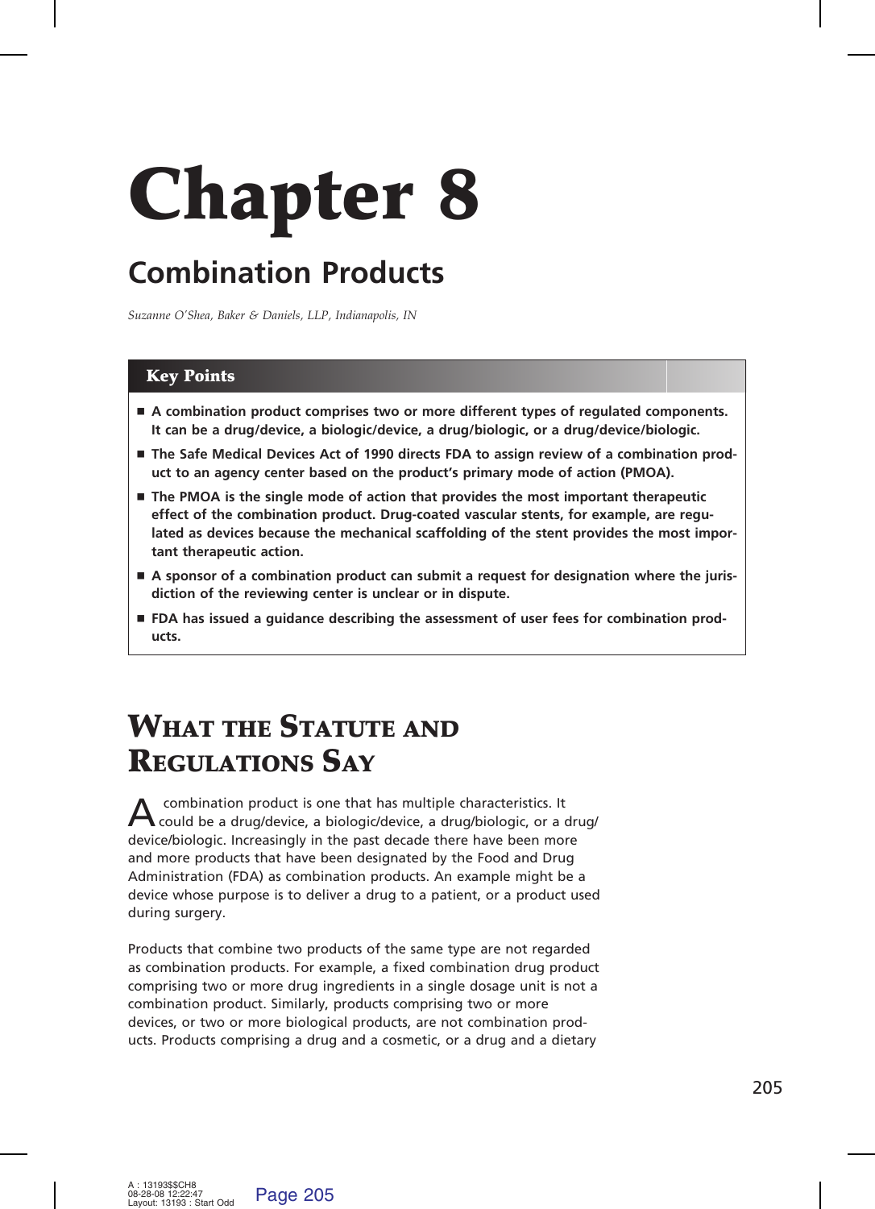# Chapter 8

## Combination Products

*Suzanne O'Shea, Baker & Daniels, LLP, Indianapolis, IN*

### Key Points

- **A combination product comprises two or more different types of regulated components. It can be a drug/device, a biologic/device, a drug/biologic, or a drug/device/biologic.**
- **The Safe Medical Devices Act of 1990 directs FDA to assign review of a combination product to an agency center based on the product's primary mode of action (PMOA).**
- **The PMOA is the single mode of action that provides the most important therapeutic effect of the combination product. Drug-coated vascular stents, for example, are regulated as devices because the mechanical scaffolding of the stent provides the most important therapeutic action.**
- **A sponsor of a combination product can submit a request for designation where the jurisdiction of the reviewing center is unclear or in dispute.**
- **FDA has issued a guidance describing the assessment of user fees for combination products.**

## What the Statute and Regulations Say

A combination product is one that has multiple characteristics. It could be a drug/device, a biologic/device, a drug/biologic, or a drug/device/biologic. Increasingly in the past decade there have been more and more products that have been designated by the Food and Drug Administration (FDA) as combination products. An example might be a device whose purpose is to deliver a drug to a patient, or a product used during surgery.

Products that combine two products of the same type are not regarded as combination products. For example, a fixed combination drug product comprising two or more drug ingredients in a single dosage unit is not a combination product. Similarly, products comprising two or more devices, or two or more biological products, are not combination products. Products comprising a drug and a cosmetic, or a drug and a dietary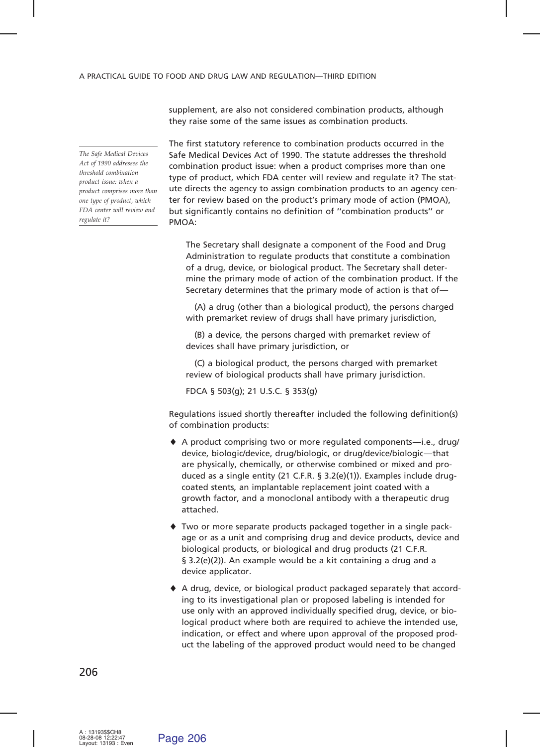supplement, are also not considered combination products, although they raise some of the same issues as combination products.

*The Safe Medical Devices Act of 1990 addresses the threshold combination product issue: when a product comprises more than one type of product, which FDA center will review and regulate it?*

The first statutory reference to combination products occurred in the Safe Medical Devices Act of 1990. The statute addresses the threshold combination product issue: when a product comprises more than one type of product, which FDA center will review and regulate it? The statute directs the agency to assign combination products to an agency center for review based on the product's primary mode of action (PMOA), but significantly contains no definition of ''combination products'' or PMOA:

> The Secretary shall designate a component of the Food and Drug Administration to regulate products that constitute a combination of a drug, device, or biological product. The Secretary shall determine the primary mode of action of the combination product. If the Secretary determines that the primary mode of action is that of—
>
> (A) a drug (other than a biological product), the persons charged with premarket review of drugs shall have primary jurisdiction,
>
> (B) a device, the persons charged with premarket review of devices shall have primary jurisdiction, or
>
> (C) a biological product, the persons charged with premarket review of biological products shall have primary jurisdiction.
>
> FDCA § 503(g); 21 U.S.C. § 353(g)

Regulations issued shortly thereafter included the following definition(s) of combination products:

- A product comprising two or more regulated components—i.e., drug/device, biologic/device, drug/biologic, or drug/device/biologic—that are physically, chemically, or otherwise combined or mixed and produced as a single entity (21 C.F.R. § 3.2(e)(1)). Examples include drug-coated stents, an implantable replacement joint coated with a growth factor, and a monoclonal antibody with a therapeutic drug attached.
- Two or more separate products packaged together in a single package or as a unit and comprising drug and device products, device and biological products, or biological and drug products (21 C.F.R. § 3.2(e)(2)). An example would be a kit containing a drug and a device applicator.
- A drug, device, or biological product packaged separately that according to its investigational plan or proposed labeling is intended for use only with an approved individually specified drug, device, or biological product where both are required to achieve the intended use, indication, or effect and where upon approval of the proposed product the labeling of the approved product would need to be changed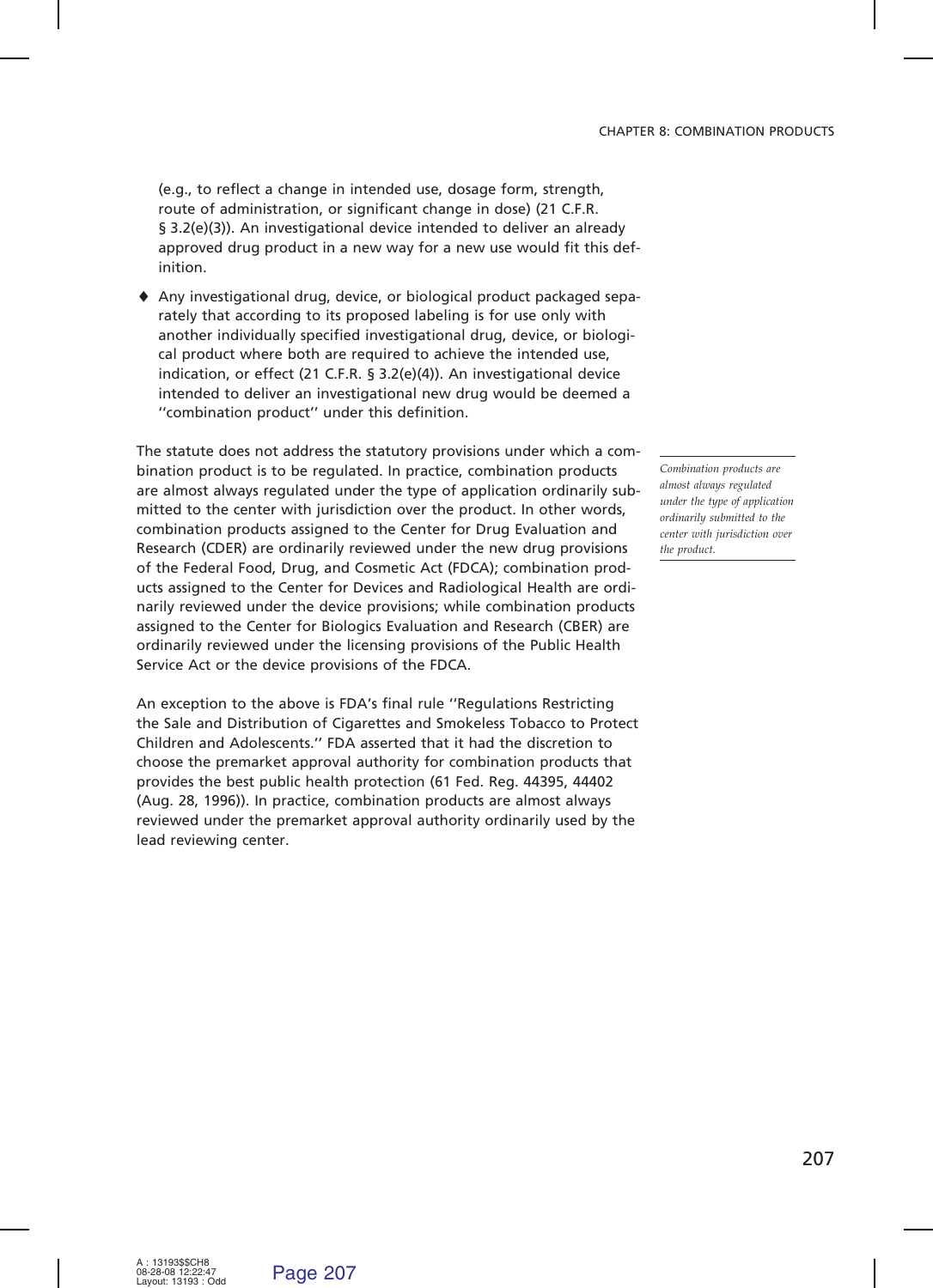(e.g., to reflect a change in intended use, dosage form, strength, route of administration, or significant change in dose) (21 C.F.R. § 3.2(e)(3)). An investigational device intended to deliver an already approved drug product in a new way for a new use would fit this definition.

- Any investigational drug, device, or biological product packaged separately that according to its proposed labeling is for use only with another individually specified investigational drug, device, or biological product where both are required to achieve the intended use, indication, or effect (21 C.F.R. § 3.2(e)(4)). An investigational device intended to deliver an investigational new drug would be deemed a ''combination product'' under this definition.

The statute does not address the statutory provisions under which a combination product is to be regulated. In practice, combination products are almost always regulated under the type of application ordinarily submitted to the center with jurisdiction over the product. In other words, combination products assigned to the Center for Drug Evaluation and Research (CDER) are ordinarily reviewed under the new drug provisions of the Federal Food, Drug, and Cosmetic Act (FDCA); combination products assigned to the Center for Devices and Radiological Health are ordinarily reviewed under the device provisions; while combination products assigned to the Center for Biologics Evaluation and Research (CBER) are ordinarily reviewed under the licensing provisions of the Public Health Service Act or the device provisions of the FDCA.

*Combination products are almost always regulated under the type of application ordinarily submitted to the center with jurisdiction over the product.*

An exception to the above is FDA's final rule ''Regulations Restricting the Sale and Distribution of Cigarettes and Smokeless Tobacco to Protect Children and Adolescents.'' FDA asserted that it had the discretion to choose the premarket approval authority for combination products that provides the best public health protection (61 Fed. Reg. 44395, 44402 (Aug. 28, 1996)). In practice, combination products are almost always reviewed under the premarket approval authority ordinarily used by the lead reviewing center.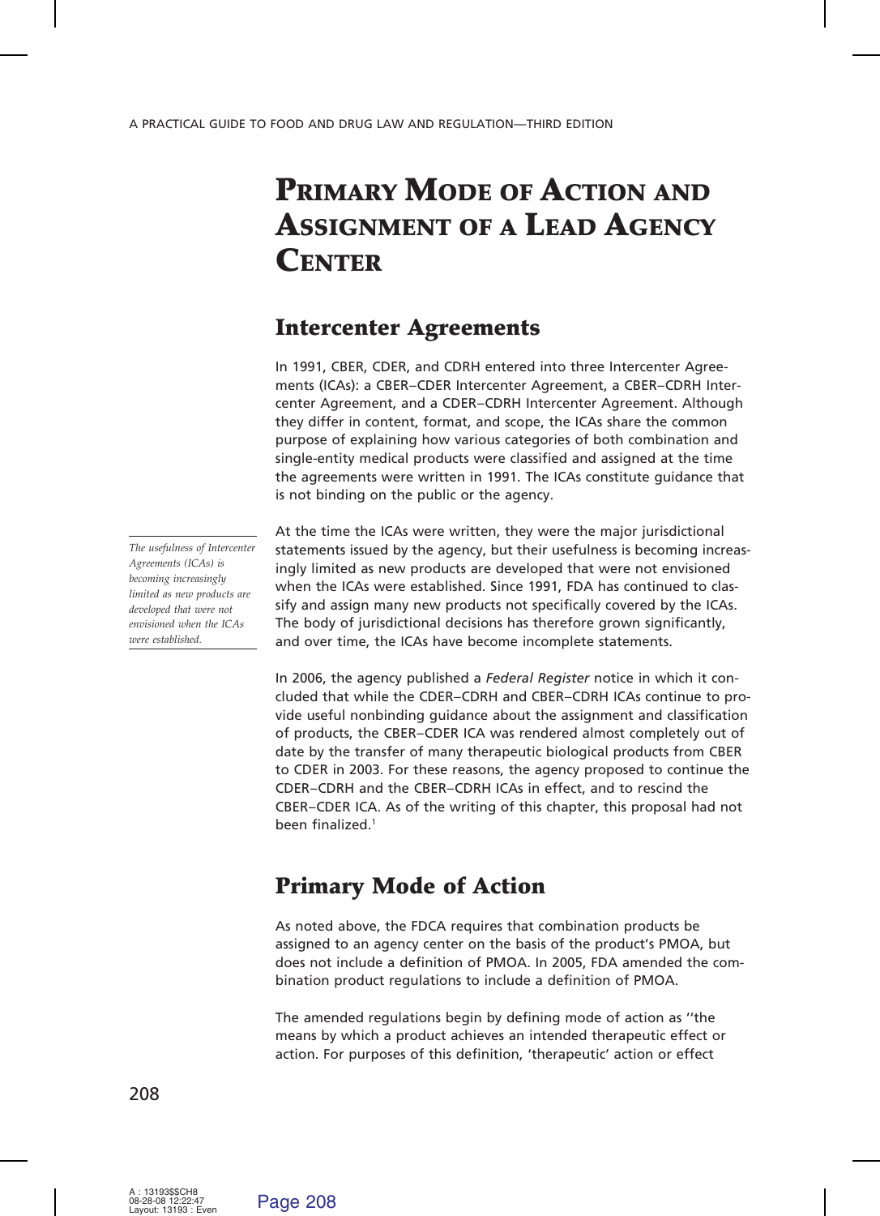# Primary Mode of Action and Assignment of a Lead Agency Center

## Intercenter Agreements

In 1991, CBER, CDER, and CDRH entered into three Intercenter Agreements (ICAs): a CBER–CDER Intercenter Agreement, a CBER–CDRH Intercenter Agreement, and a CDER–CDRH Intercenter Agreement. Although they differ in content, format, and scope, the ICAs share the common purpose of explaining how various categories of both combination and single-entity medical products were classified and assigned at the time the agreements were written in 1991. The ICAs constitute guidance that is not binding on the public or the agency.

*The usefulness of Intercenter Agreements (ICAs) is becoming increasingly limited as new products are developed that were not envisioned when the ICAs were established.*

At the time the ICAs were written, they were the major jurisdictional statements issued by the agency, but their usefulness is becoming increasingly limited as new products are developed that were not envisioned when the ICAs were established. Since 1991, FDA has continued to classify and assign many new products not specifically covered by the ICAs. The body of jurisdictional decisions has therefore grown significantly, and over time, the ICAs have become incomplete statements.

In 2006, the agency published a *Federal Register* notice in which it concluded that while the CDER–CDRH and CBER–CDRH ICAs continue to provide useful nonbinding guidance about the assignment and classification of products, the CBER–CDER ICA was rendered almost completely out of date by the transfer of many therapeutic biological products from CBER to CDER in 2003. For these reasons, the agency proposed to continue the CDER–CDRH and the CBER–CDRH ICAs in effect, and to rescind the CBER–CDER ICA. As of the writing of this chapter, this proposal had not been finalized.[1]

## Primary Mode of Action

As noted above, the FDCA requires that combination products be assigned to an agency center on the basis of the product's PMOA, but does not include a definition of PMOA. In 2005, FDA amended the combination product regulations to include a definition of PMOA.

The amended regulations begin by defining mode of action as ''the means by which a product achieves an intended therapeutic effect or action. For purposes of this definition, 'therapeutic' action or effect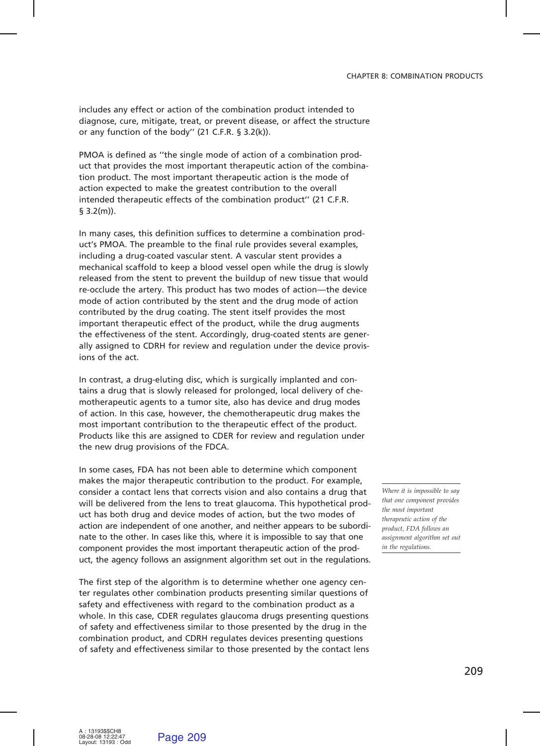includes any effect or action of the combination product intended to diagnose, cure, mitigate, treat, or prevent disease, or affect the structure or any function of the body'' (21 C.F.R. § 3.2(k)).

PMOA is defined as ''the single mode of action of a combination product that provides the most important therapeutic action of the combination product. The most important therapeutic action is the mode of action expected to make the greatest contribution to the overall intended therapeutic effects of the combination product'' (21 C.F.R. § 3.2(m)).

In many cases, this definition suffices to determine a combination product's PMOA. The preamble to the final rule provides several examples, including a drug-coated vascular stent. A vascular stent provides a mechanical scaffold to keep a blood vessel open while the drug is slowly released from the stent to prevent the buildup of new tissue that would re-occlude the artery. This product has two modes of action—the device mode of action contributed by the stent and the drug mode of action contributed by the drug coating. The stent itself provides the most important therapeutic effect of the product, while the drug augments the effectiveness of the stent. Accordingly, drug-coated stents are generally assigned to CDRH for review and regulation under the device provisions of the act.

In contrast, a drug-eluting disc, which is surgically implanted and contains a drug that is slowly released for prolonged, local delivery of chemotherapeutic agents to a tumor site, also has device and drug modes of action. In this case, however, the chemotherapeutic drug makes the most important contribution to the therapeutic effect of the product. Products like this are assigned to CDER for review and regulation under the new drug provisions of the FDCA.

In some cases, FDA has not been able to determine which component makes the major therapeutic contribution to the product. For example, consider a contact lens that corrects vision and also contains a drug that will be delivered from the lens to treat glaucoma. This hypothetical product has both drug and device modes of action, but the two modes of action are independent of one another, and neither appears to be subordinate to the other. In cases like this, where it is impossible to say that one component provides the most important therapeutic action of the product, the agency follows an assignment algorithm set out in the regulations.

*Where it is impossible to say that one component provides the most important therapeutic action of the product, FDA follows an assignment algorithm set out in the regulations.*

The first step of the algorithm is to determine whether one agency center regulates other combination products presenting similar questions of safety and effectiveness with regard to the combination product as a whole. In this case, CDER regulates glaucoma drugs presenting questions of safety and effectiveness similar to those presented by the drug in the combination product, and CDRH regulates devices presenting questions of safety and effectiveness similar to those presented by the contact lens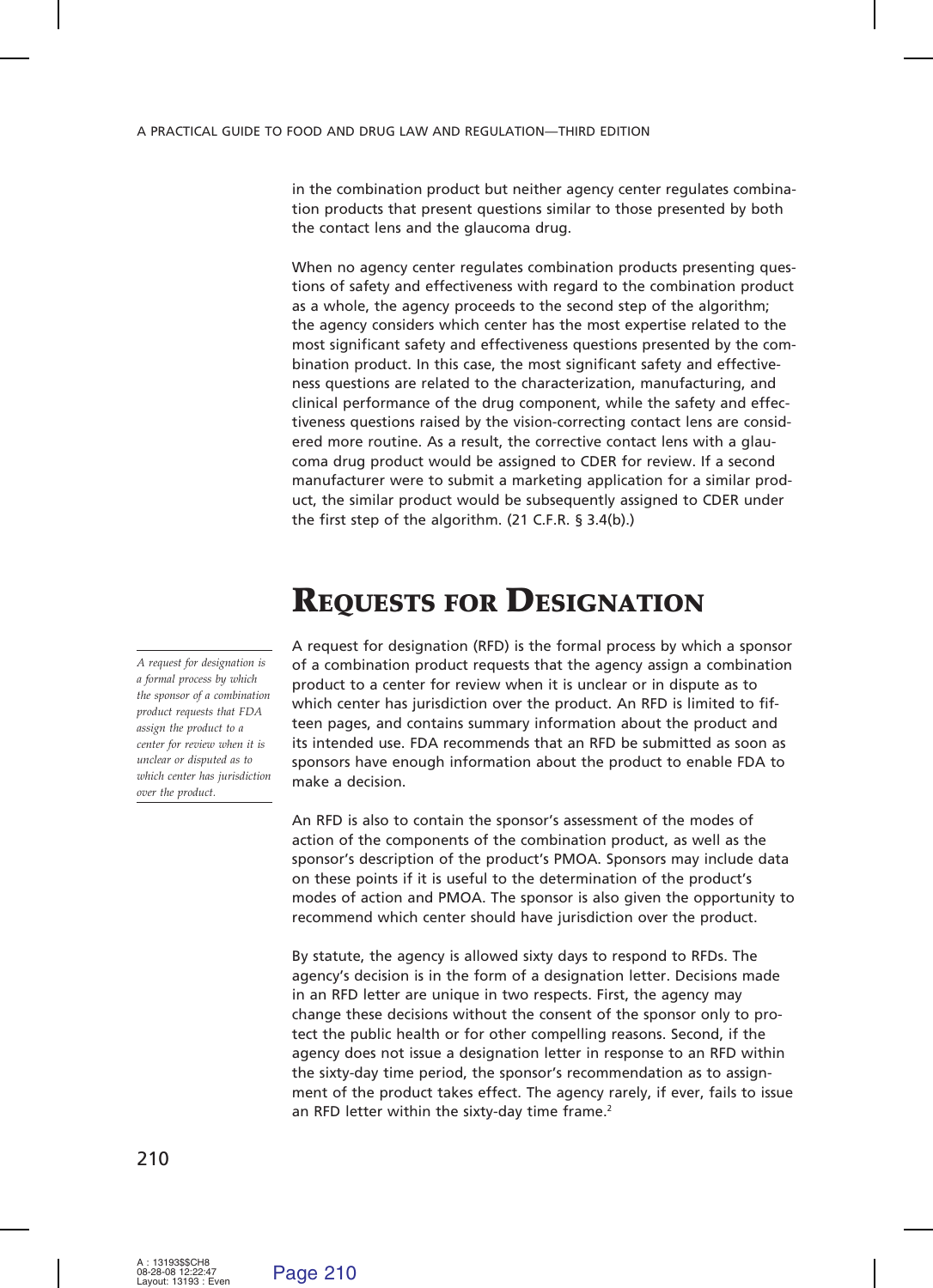in the combination product but neither agency center regulates combination products that present questions similar to those presented by both the contact lens and the glaucoma drug.

When no agency center regulates combination products presenting questions of safety and effectiveness with regard to the combination product as a whole, the agency proceeds to the second step of the algorithm; the agency considers which center has the most expertise related to the most significant safety and effectiveness questions presented by the combination product. In this case, the most significant safety and effectiveness questions are related to the characterization, manufacturing, and clinical performance of the drug component, while the safety and effectiveness questions raised by the vision-correcting contact lens are considered more routine. As a result, the corrective contact lens with a glaucoma drug product would be assigned to CDER for review. If a second manufacturer were to submit a marketing application for a similar product, the similar product would be subsequently assigned to CDER under the first step of the algorithm. (21 C.F.R. § 3.4(b).)

## Requests for Designation

*A request for designation is a formal process by which the sponsor of a combination product requests that FDA assign the product to a center for review when it is unclear or disputed as to which center has jurisdiction over the product.*

A request for designation (RFD) is the formal process by which a sponsor of a combination product requests that the agency assign a combination product to a center for review when it is unclear or in dispute as to which center has jurisdiction over the product. An RFD is limited to fifteen pages, and contains summary information about the product and its intended use. FDA recommends that an RFD be submitted as soon as sponsors have enough information about the product to enable FDA to make a decision.

An RFD is also to contain the sponsor's assessment of the modes of action of the components of the combination product, as well as the sponsor's description of the product's PMOA. Sponsors may include data on these points if it is useful to the determination of the product's modes of action and PMOA. The sponsor is also given the opportunity to recommend which center should have jurisdiction over the product.

By statute, the agency is allowed sixty days to respond to RFDs. The agency's decision is in the form of a designation letter. Decisions made in an RFD letter are unique in two respects. First, the agency may change these decisions without the consent of the sponsor only to protect the public health or for other compelling reasons. Second, if the agency does not issue a designation letter in response to an RFD within the sixty-day time period, the sponsor's recommendation as to assignment of the product takes effect. The agency rarely, if ever, fails to issue an RFD letter within the sixty-day time frame.[2]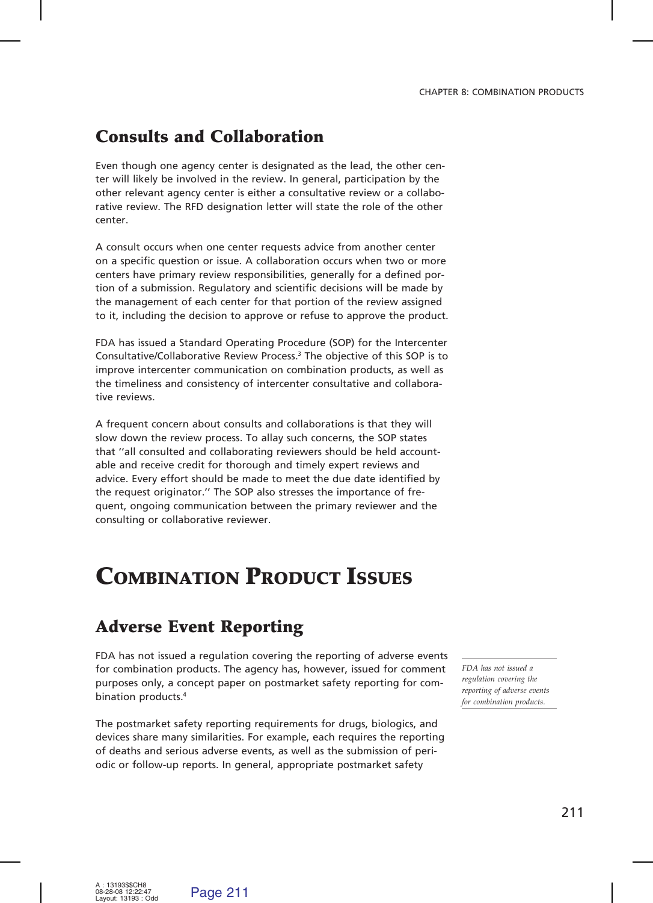## Consults and Collaboration

Even though one agency center is designated as the lead, the other center will likely be involved in the review. In general, participation by the other relevant agency center is either a consultative review or a collaborative review. The RFD designation letter will state the role of the other center.

A consult occurs when one center requests advice from another center on a specific question or issue. A collaboration occurs when two or more centers have primary review responsibilities, generally for a defined portion of a submission. Regulatory and scientific decisions will be made by the management of each center for that portion of the review assigned to it, including the decision to approve or refuse to approve the product.

FDA has issued a Standard Operating Procedure (SOP) for the Intercenter Consultative/Collaborative Review Process.[3] The objective of this SOP is to improve intercenter communication on combination products, as well as the timeliness and consistency of intercenter consultative and collaborative reviews.

A frequent concern about consults and collaborations is that they will slow down the review process. To allay such concerns, the SOP states that ''all consulted and collaborating reviewers should be held accountable and receive credit for thorough and timely expert reviews and advice. Every effort should be made to meet the due date identified by the request originator.'' The SOP also stresses the importance of frequent, ongoing communication between the primary reviewer and the consulting or collaborative reviewer.

# Combination Product Issues

## Adverse Event Reporting

FDA has not issued a regulation covering the reporting of adverse events for combination products. The agency has, however, issued for comment purposes only, a concept paper on postmarket safety reporting for combination products.[4]

*FDA has not issued a regulation covering the reporting of adverse events for combination products.*

The postmarket safety reporting requirements for drugs, biologics, and devices share many similarities. For example, each requires the reporting of deaths and serious adverse events, as well as the submission of periodic or follow-up reports. In general, appropriate postmarket safety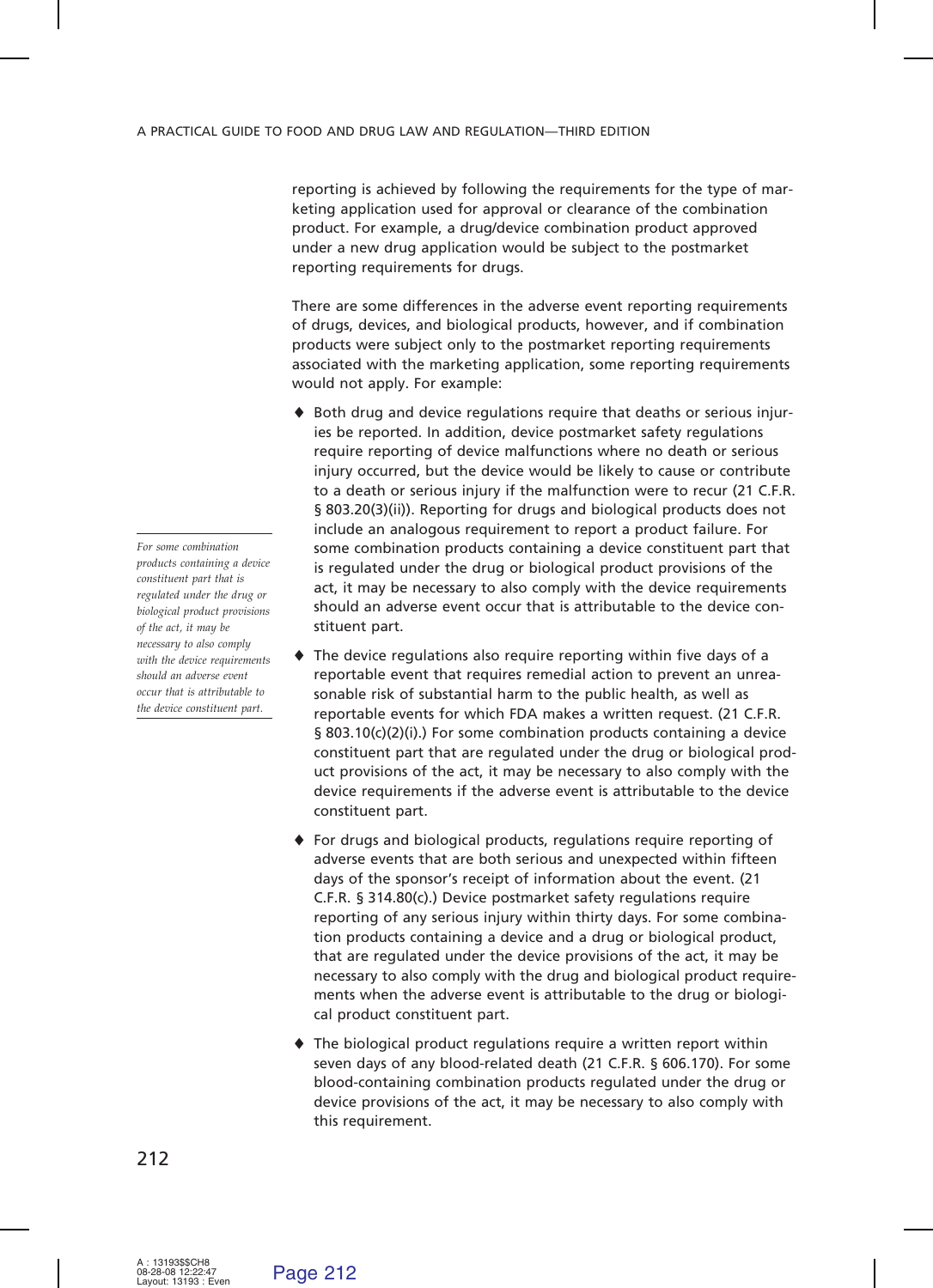reporting is achieved by following the requirements for the type of marketing application used for approval or clearance of the combination product. For example, a drug/device combination product approved under a new drug application would be subject to the postmarket reporting requirements for drugs.

There are some differences in the adverse event reporting requirements of drugs, devices, and biological products, however, and if combination products were subject only to the postmarket reporting requirements associated with the marketing application, some reporting requirements would not apply. For example:

- Both drug and device regulations require that deaths or serious injuries be reported. In addition, device postmarket safety regulations require reporting of device malfunctions where no death or serious injury occurred, but the device would be likely to cause or contribute to a death or serious injury if the malfunction were to recur (21 C.F.R. § 803.20(3)(ii)). Reporting for drugs and biological products does not include an analogous requirement to report a product failure. For some combination products containing a device constituent part that is regulated under the drug or biological product provisions of the act, it may be necessary to also comply with the device requirements should an adverse event occur that is attributable to the device constituent part.

*For some combination products containing a device constituent part that is regulated under the drug or biological product provisions of the act, it may be necessary to also comply with the device requirements should an adverse event occur that is attributable to the device constituent part.*

- The device regulations also require reporting within five days of a reportable event that requires remedial action to prevent an unreasonable risk of substantial harm to the public health, as well as reportable events for which FDA makes a written request. (21 C.F.R. § 803.10(c)(2)(i).) For some combination products containing a device constituent part that are regulated under the drug or biological product provisions of the act, it may be necessary to also comply with the device requirements if the adverse event is attributable to the device constituent part.
- For drugs and biological products, regulations require reporting of adverse events that are both serious and unexpected within fifteen days of the sponsor's receipt of information about the event. (21 C.F.R. § 314.80(c).) Device postmarket safety regulations require reporting of any serious injury within thirty days. For some combination products containing a device and a drug or biological product, that are regulated under the device provisions of the act, it may be necessary to also comply with the drug and biological product requirements when the adverse event is attributable to the drug or biological product constituent part.
- The biological product regulations require a written report within seven days of any blood-related death (21 C.F.R. § 606.170). For some blood-containing combination products regulated under the drug or device provisions of the act, it may be necessary to also comply with this requirement.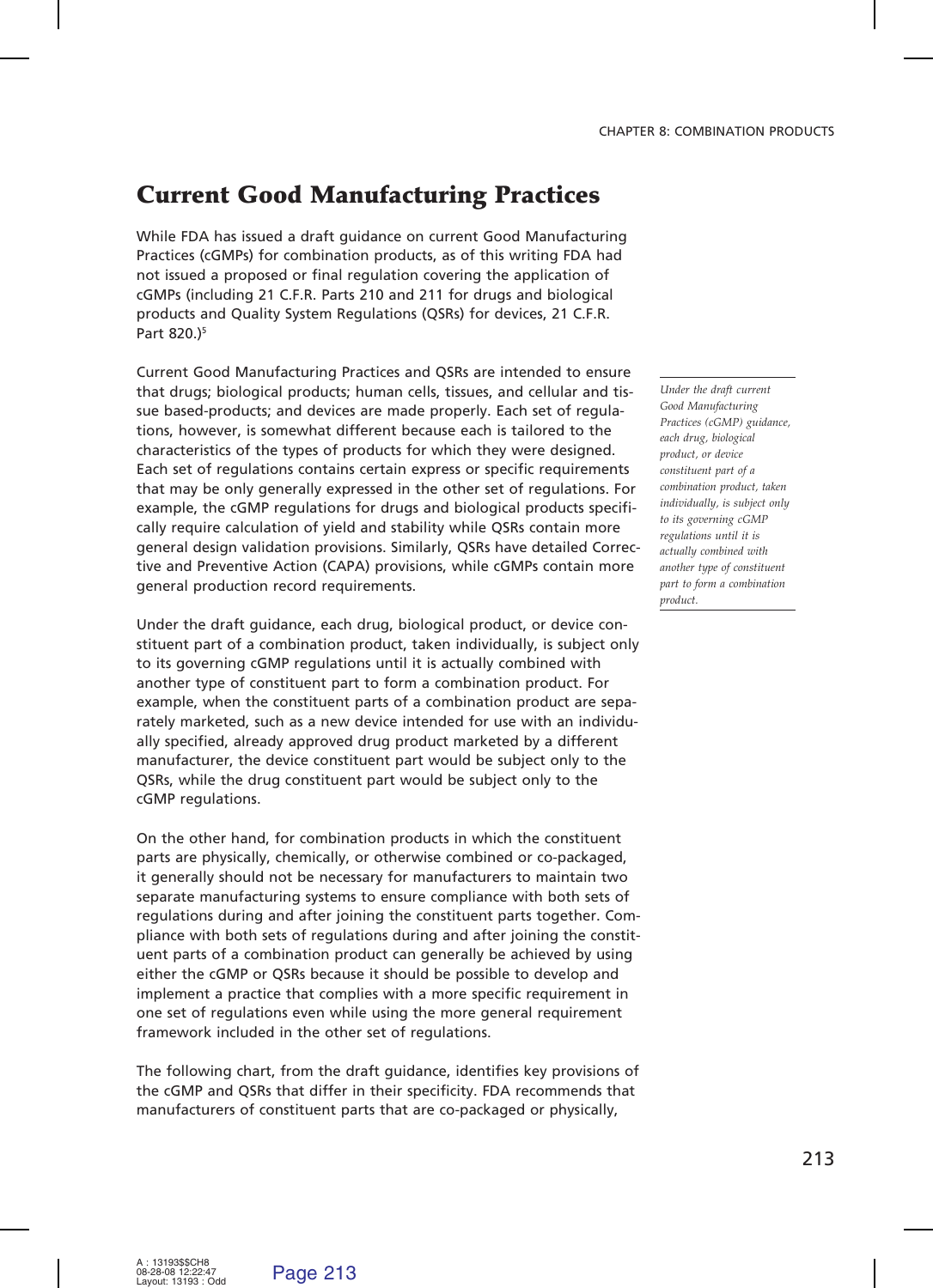# Current Good Manufacturing Practices

While FDA has issued a draft guidance on current Good Manufacturing Practices (cGMPs) for combination products, as of this writing FDA had not issued a proposed or final regulation covering the application of cGMPs (including 21 C.F.R. Parts 210 and 211 for drugs and biological products and Quality System Regulations (QSRs) for devices, 21 C.F.R. Part 820.)[5]

Current Good Manufacturing Practices and QSRs are intended to ensure that drugs; biological products; human cells, tissues, and cellular and tissue based-products; and devices are made properly. Each set of regulations, however, is somewhat different because each is tailored to the characteristics of the types of products for which they were designed. Each set of regulations contains certain express or specific requirements that may be only generally expressed in the other set of regulations. For example, the cGMP regulations for drugs and biological products specifically require calculation of yield and stability while QSRs contain more general design validation provisions. Similarly, QSRs have detailed Corrective and Preventive Action (CAPA) provisions, while cGMPs contain more general production record requirements.

*Under the draft current Good Manufacturing Practices (cGMP) guidance, each drug, biological product, or device constituent part of a combination product, taken individually, is subject only to its governing cGMP regulations until it is actually combined with another type of constituent part to form a combination product.*

Under the draft guidance, each drug, biological product, or device constituent part of a combination product, taken individually, is subject only to its governing cGMP regulations until it is actually combined with another type of constituent part to form a combination product. For example, when the constituent parts of a combination product are separately marketed, such as a new device intended for use with an individually specified, already approved drug product marketed by a different manufacturer, the device constituent part would be subject only to the QSRs, while the drug constituent part would be subject only to the cGMP regulations.

On the other hand, for combination products in which the constituent parts are physically, chemically, or otherwise combined or co-packaged, it generally should not be necessary for manufacturers to maintain two separate manufacturing systems to ensure compliance with both sets of regulations during and after joining the constituent parts together. Compliance with both sets of regulations during and after joining the constituent parts of a combination product can generally be achieved by using either the cGMP or QSRs because it should be possible to develop and implement a practice that complies with a more specific requirement in one set of regulations even while using the more general requirement framework included in the other set of regulations.

The following chart, from the draft guidance, identifies key provisions of the cGMP and QSRs that differ in their specificity. FDA recommends that manufacturers of constituent parts that are co-packaged or physically,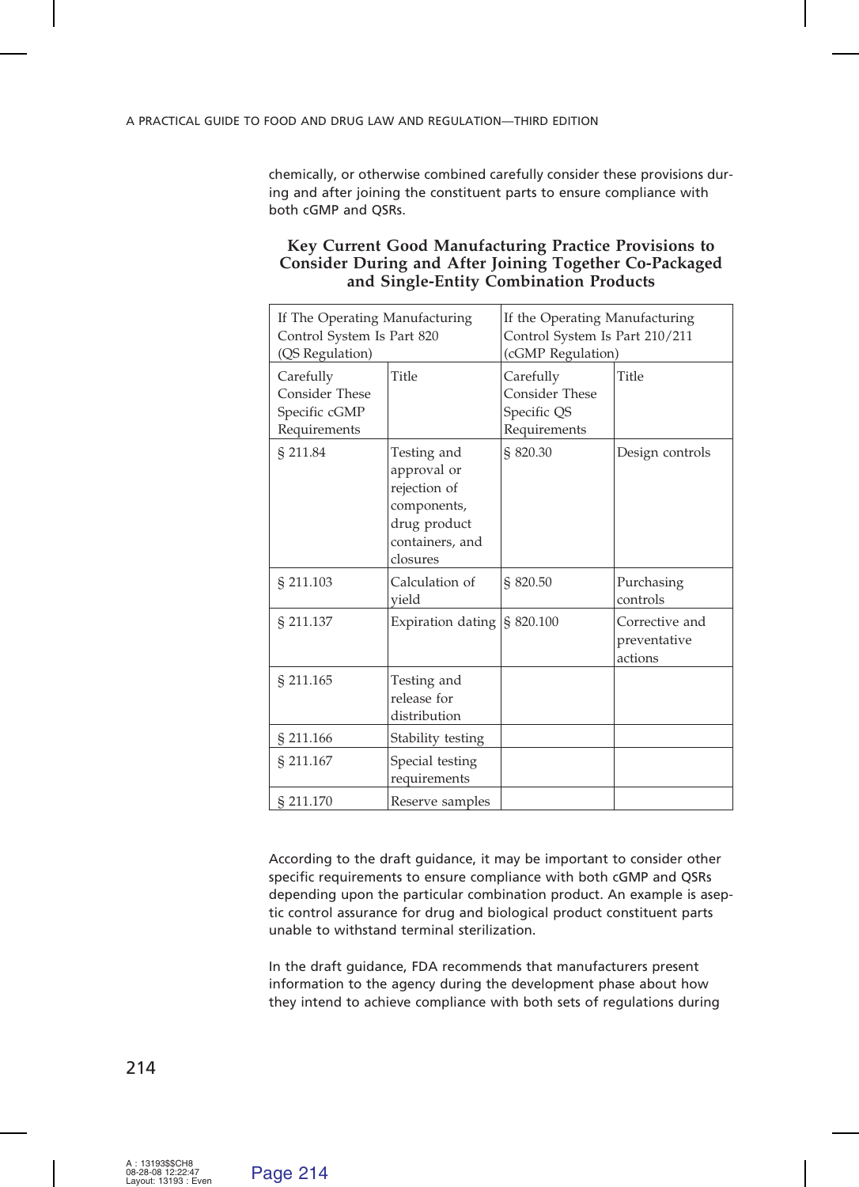chemically, or otherwise combined carefully consider these provisions during and after joining the constituent parts to ensure compliance with both cGMP and QSRs.

### Key Current Good Manufacturing Practice Provisions to Consider During and After Joining Together Co-Packaged and Single-Entity Combination Products

| If The Operating Manufacturing Control System Is Part 820 (QS Regulation) | | If the Operating Manufacturing Control System Is Part 210/211 (cGMP Regulation) | |
|---|---|---|---|
| Carefully Consider These Specific cGMP Requirements | Title | Carefully Consider These Specific QS Requirements | Title |
| § 211.84 | Testing and approval or rejection of components, drug product containers, and closures | § 820.30 | Design controls |
| § 211.103 | Calculation of yield | § 820.50 | Purchasing controls |
| § 211.137 | Expiration dating | § 820.100 | Corrective and preventative actions |
| § 211.165 | Testing and release for distribution | | |
| § 211.166 | Stability testing | | |
| § 211.167 | Special testing requirements | | |
| § 211.170 | Reserve samples | | |

According to the draft guidance, it may be important to consider other specific requirements to ensure compliance with both cGMP and QSRs depending upon the particular combination product. An example is aseptic control assurance for drug and biological product constituent parts unable to withstand terminal sterilization.

In the draft guidance, FDA recommends that manufacturers present information to the agency during the development phase about how they intend to achieve compliance with both sets of regulations during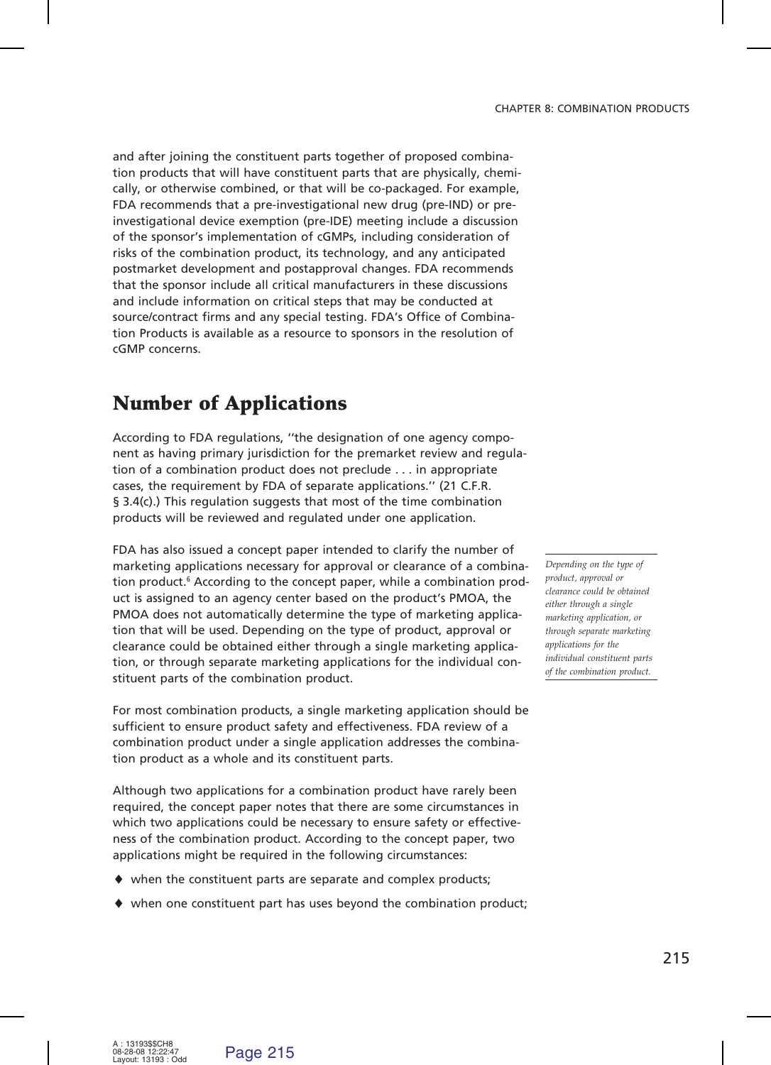and after joining the constituent parts together of proposed combination products that will have constituent parts that are physically, chemically, or otherwise combined, or that will be co-packaged. For example, FDA recommends that a pre-investigational new drug (pre-IND) or pre-investigational device exemption (pre-IDE) meeting include a discussion of the sponsor's implementation of cGMPs, including consideration of risks of the combination product, its technology, and any anticipated postmarket development and postapproval changes. FDA recommends that the sponsor include all critical manufacturers in these discussions and include information on critical steps that may be conducted at source/contract firms and any special testing. FDA's Office of Combination Products is available as a resource to sponsors in the resolution of cGMP concerns.

## Number of Applications

According to FDA regulations, ''the designation of one agency component as having primary jurisdiction for the premarket review and regulation of a combination product does not preclude . . . in appropriate cases, the requirement by FDA of separate applications.'' (21 C.F.R. § 3.4(c).) This regulation suggests that most of the time combination products will be reviewed and regulated under one application.

FDA has also issued a concept paper intended to clarify the number of marketing applications necessary for approval or clearance of a combination product.[6] According to the concept paper, while a combination product is assigned to an agency center based on the product's PMOA, the PMOA does not automatically determine the type of marketing application that will be used. Depending on the type of product, approval or clearance could be obtained either through a single marketing application, or through separate marketing applications for the individual constituent parts of the combination product.

*Depending on the type of product, approval or clearance could be obtained either through a single marketing application, or through separate marketing applications for the individual constituent parts of the combination product.*

For most combination products, a single marketing application should be sufficient to ensure product safety and effectiveness. FDA review of a combination product under a single application addresses the combination product as a whole and its constituent parts.

Although two applications for a combination product have rarely been required, the concept paper notes that there are some circumstances in which two applications could be necessary to ensure safety or effectiveness of the combination product. According to the concept paper, two applications might be required in the following circumstances:

- when the constituent parts are separate and complex products;
- when one constituent part has uses beyond the combination product;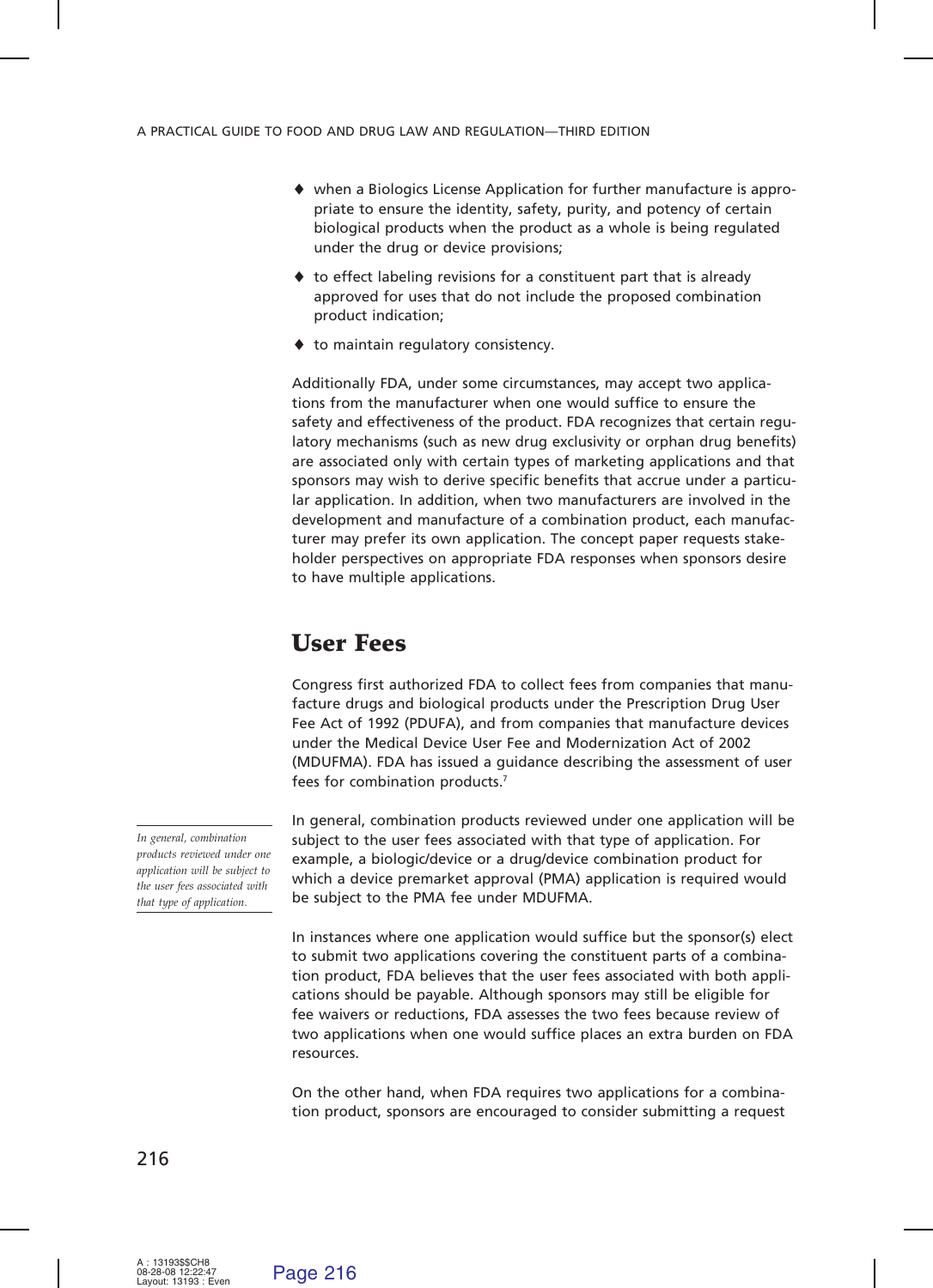- when a Biologics License Application for further manufacture is appropriate to ensure the identity, safety, purity, and potency of certain biological products when the product as a whole is being regulated under the drug or device provisions;
- to effect labeling revisions for a constituent part that is already approved for uses that do not include the proposed combination product indication;
- to maintain regulatory consistency.

Additionally FDA, under some circumstances, may accept two applications from the manufacturer when one would suffice to ensure the safety and effectiveness of the product. FDA recognizes that certain regulatory mechanisms (such as new drug exclusivity or orphan drug benefits) are associated only with certain types of marketing applications and that sponsors may wish to derive specific benefits that accrue under a particular application. In addition, when two manufacturers are involved in the development and manufacture of a combination product, each manufacturer may prefer its own application. The concept paper requests stakeholder perspectives on appropriate FDA responses when sponsors desire to have multiple applications.

## User Fees

Congress first authorized FDA to collect fees from companies that manufacture drugs and biological products under the Prescription Drug User Fee Act of 1992 (PDUFA), and from companies that manufacture devices under the Medical Device User Fee and Modernization Act of 2002 (MDUFMA). FDA has issued a guidance describing the assessment of user fees for combination products.[7]

*In general, combination products reviewed under one application will be subject to the user fees associated with that type of application.*

In general, combination products reviewed under one application will be subject to the user fees associated with that type of application. For example, a biologic/device or a drug/device combination product for which a device premarket approval (PMA) application is required would be subject to the PMA fee under MDUFMA.

In instances where one application would suffice but the sponsor(s) elect to submit two applications covering the constituent parts of a combination product, FDA believes that the user fees associated with both applications should be payable. Although sponsors may still be eligible for fee waivers or reductions, FDA assesses the two fees because review of two applications when one would suffice places an extra burden on FDA resources.

On the other hand, when FDA requires two applications for a combination product, sponsors are encouraged to consider submitting a request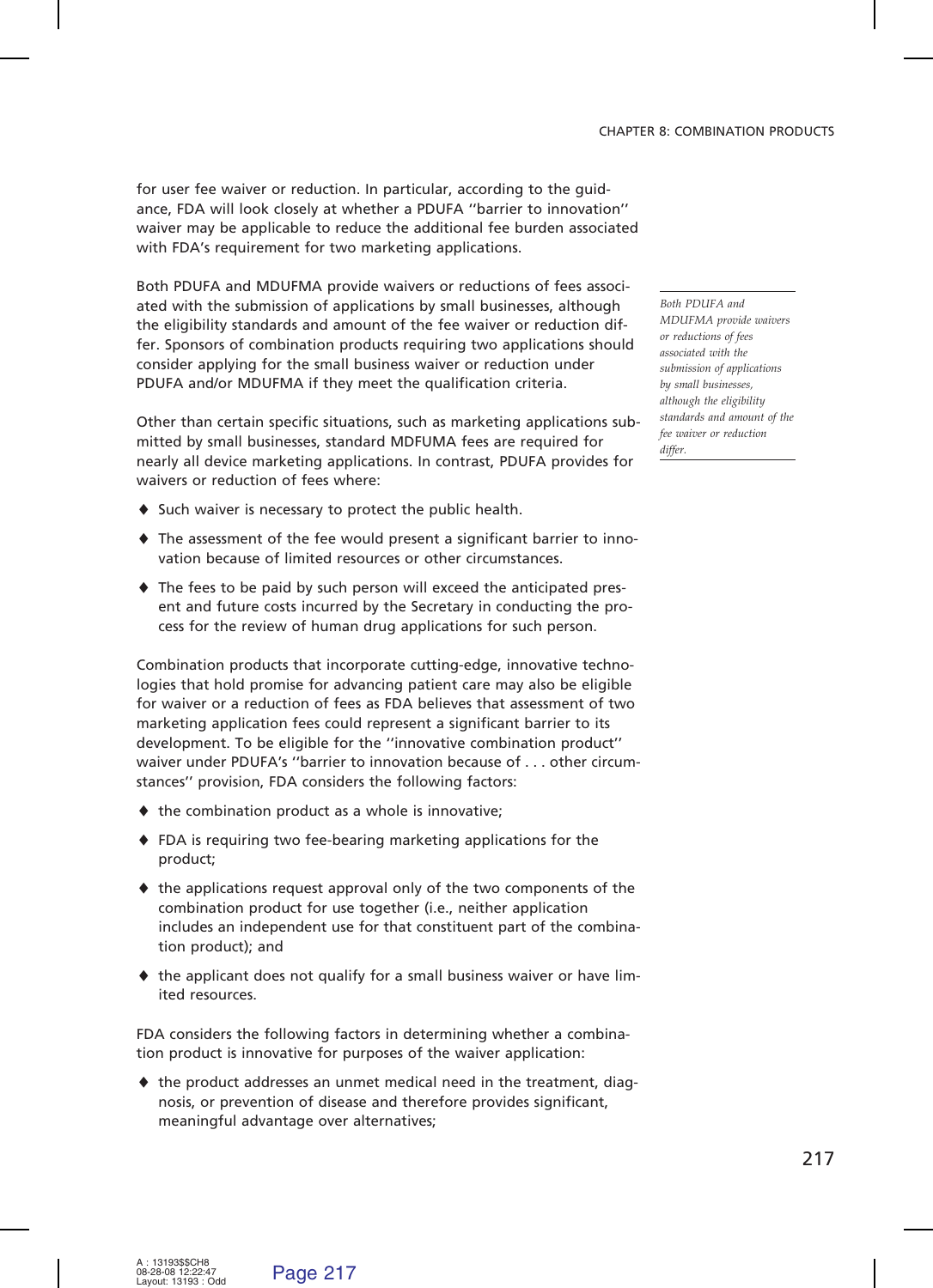for user fee waiver or reduction. In particular, according to the guidance, FDA will look closely at whether a PDUFA ''barrier to innovation'' waiver may be applicable to reduce the additional fee burden associated with FDA's requirement for two marketing applications.

Both PDUFA and MDUFMA provide waivers or reductions of fees associated with the submission of applications by small businesses, although the eligibility standards and amount of the fee waiver or reduction differ. Sponsors of combination products requiring two applications should consider applying for the small business waiver or reduction under PDUFA and/or MDUFMA if they meet the qualification criteria.

*Both PDUFA and MDUFMA provide waivers or reductions of fees associated with the submission of applications by small businesses, although the eligibility standards and amount of the fee waiver or reduction differ.*

Other than certain specific situations, such as marketing applications submitted by small businesses, standard MDFUMA fees are required for nearly all device marketing applications. In contrast, PDUFA provides for waivers or reduction of fees where:

- Such waiver is necessary to protect the public health.
- The assessment of the fee would present a significant barrier to innovation because of limited resources or other circumstances.
- The fees to be paid by such person will exceed the anticipated present and future costs incurred by the Secretary in conducting the process for the review of human drug applications for such person.

Combination products that incorporate cutting-edge, innovative technologies that hold promise for advancing patient care may also be eligible for waiver or a reduction of fees as FDA believes that assessment of two marketing application fees could represent a significant barrier to its development. To be eligible for the ''innovative combination product'' waiver under PDUFA's ''barrier to innovation because of . . . other circumstances'' provision, FDA considers the following factors:

- the combination product as a whole is innovative;
- FDA is requiring two fee-bearing marketing applications for the product;
- the applications request approval only of the two components of the combination product for use together (i.e., neither application includes an independent use for that constituent part of the combination product); and
- the applicant does not qualify for a small business waiver or have limited resources.

FDA considers the following factors in determining whether a combination product is innovative for purposes of the waiver application:

- the product addresses an unmet medical need in the treatment, diagnosis, or prevention of disease and therefore provides significant, meaningful advantage over alternatives;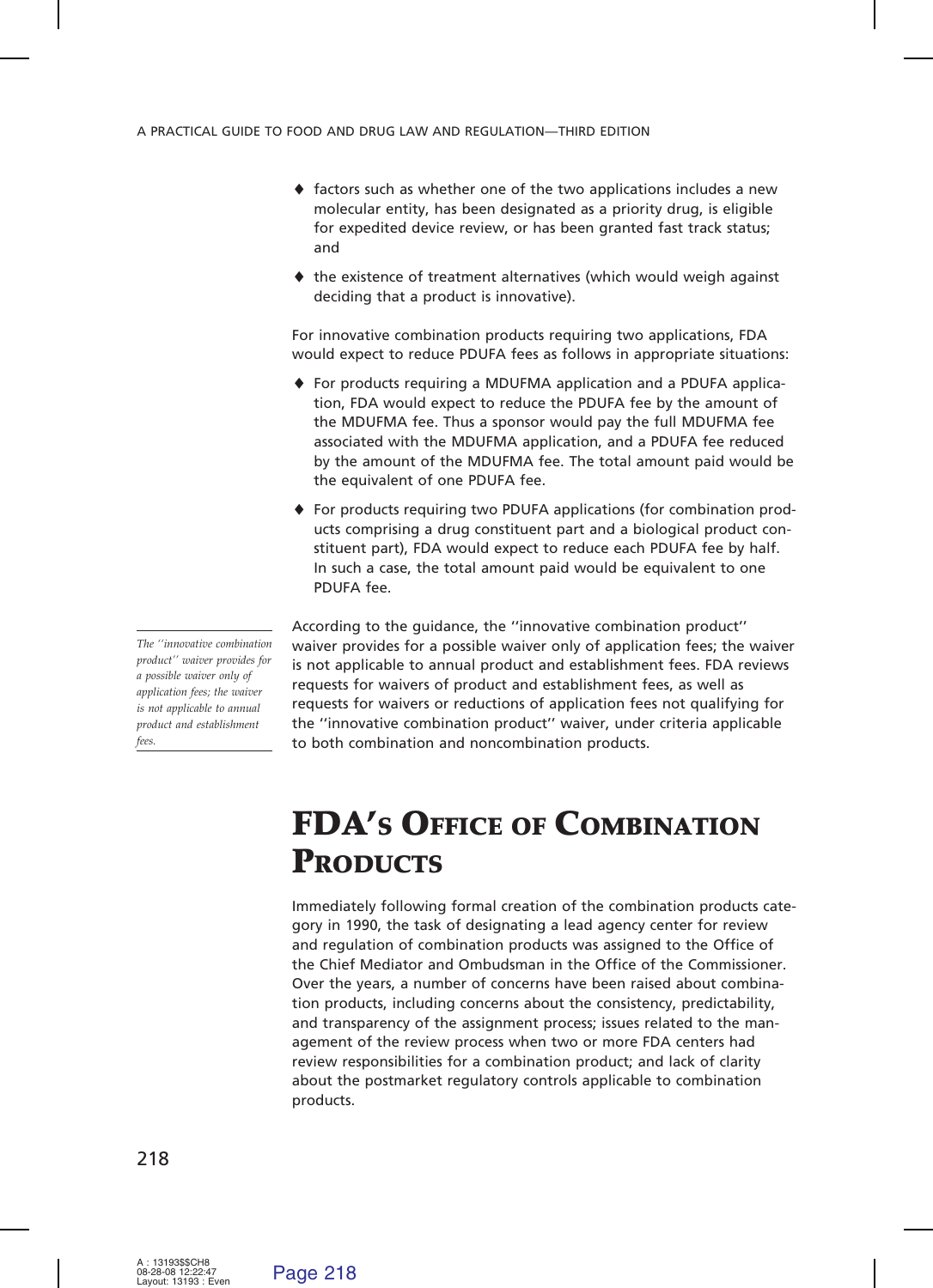- factors such as whether one of the two applications includes a new molecular entity, has been designated as a priority drug, is eligible for expedited device review, or has been granted fast track status; and
- the existence of treatment alternatives (which would weigh against deciding that a product is innovative).

For innovative combination products requiring two applications, FDA would expect to reduce PDUFA fees as follows in appropriate situations:

- For products requiring a MDUFMA application and a PDUFA application, FDA would expect to reduce the PDUFA fee by the amount of the MDUFMA fee. Thus a sponsor would pay the full MDUFMA fee associated with the MDUFMA application, and a PDUFA fee reduced by the amount of the MDUFMA fee. The total amount paid would be the equivalent of one PDUFA fee.
- For products requiring two PDUFA applications (for combination products comprising a drug constituent part and a biological product constituent part), FDA would expect to reduce each PDUFA fee by half. In such a case, the total amount paid would be equivalent to one PDUFA fee.

*The ''innovative combination product'' waiver provides for a possible waiver only of application fees; the waiver is not applicable to annual product and establishment fees.*

According to the guidance, the ''innovative combination product'' waiver provides for a possible waiver only of application fees; the waiver is not applicable to annual product and establishment fees. FDA reviews requests for waivers of product and establishment fees, as well as requests for waivers or reductions of application fees not qualifying for the ''innovative combination product'' waiver, under criteria applicable to both combination and noncombination products.

# FDA's Office of Combination Products

Immediately following formal creation of the combination products category in 1990, the task of designating a lead agency center for review and regulation of combination products was assigned to the Office of the Chief Mediator and Ombudsman in the Office of the Commissioner. Over the years, a number of concerns have been raised about combination products, including concerns about the consistency, predictability, and transparency of the assignment process; issues related to the management of the review process when two or more FDA centers had review responsibilities for a combination product; and lack of clarity about the postmarket regulatory controls applicable to combination products.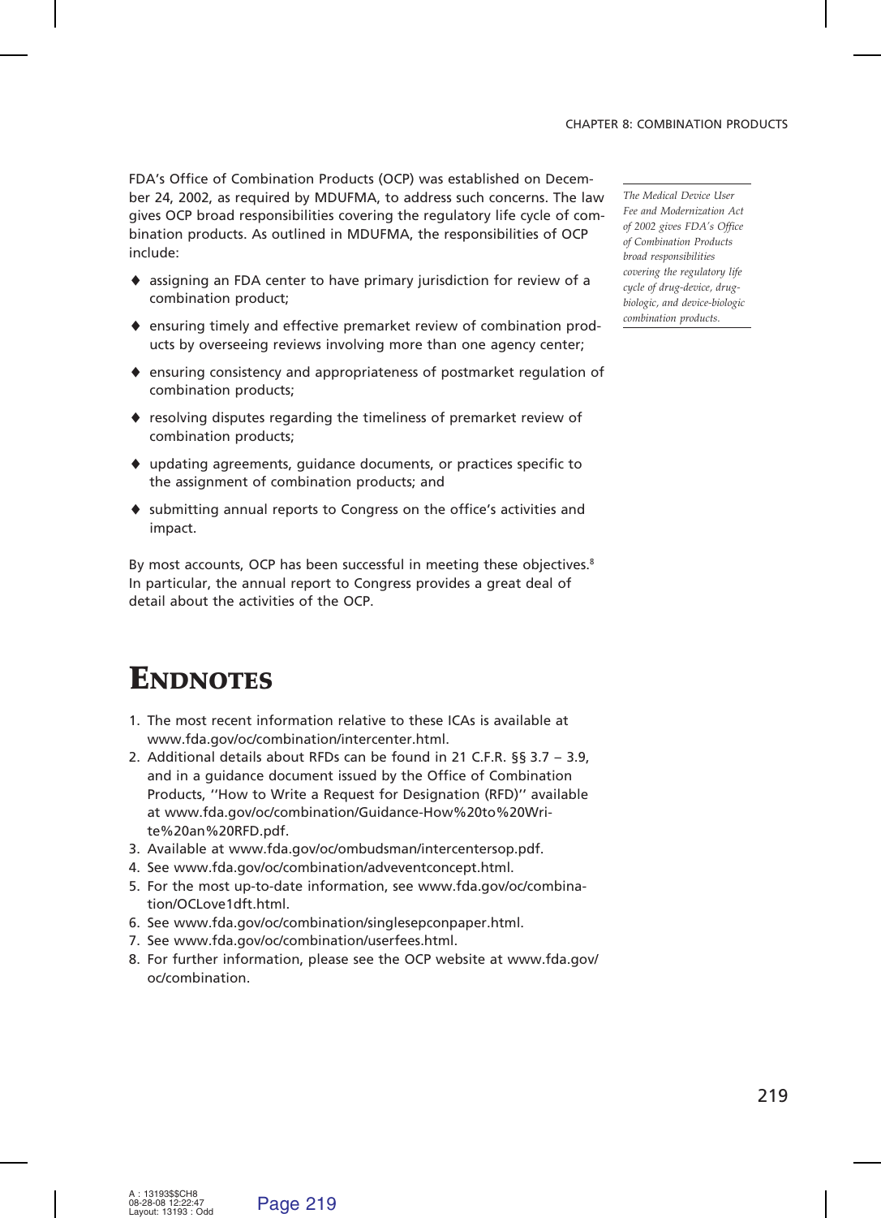FDA's Office of Combination Products (OCP) was established on December 24, 2002, as required by MDUFMA, to address such concerns. The law gives OCP broad responsibilities covering the regulatory life cycle of combination products. As outlined in MDUFMA, the responsibilities of OCP include:

*The Medical Device User Fee and Modernization Act of 2002 gives FDA's Office of Combination Products broad responsibilities covering the regulatory life cycle of drug-device, drug-biologic, and device-biologic combination products.*

- assigning an FDA center to have primary jurisdiction for review of a combination product;
- ensuring timely and effective premarket review of combination products by overseeing reviews involving more than one agency center;
- ensuring consistency and appropriateness of postmarket regulation of combination products;
- resolving disputes regarding the timeliness of premarket review of combination products;
- updating agreements, guidance documents, or practices specific to the assignment of combination products; and
- submitting annual reports to Congress on the office's activities and impact.

By most accounts, OCP has been successful in meeting these objectives.[8] In particular, the annual report to Congress provides a great deal of detail about the activities of the OCP.

# ENDNOTES

1. The most recent information relative to these ICAs is available at www.fda.gov/oc/combination/intercenter.html.
2. Additional details about RFDs can be found in 21 C.F.R. §§ 3.7 – 3.9, and in a guidance document issued by the Office of Combination Products, ''How to Write a Request for Designation (RFD)'' available at www.fda.gov/oc/combination/Guidance-How%20to%20Write%20an%20RFD.pdf.
3. Available at www.fda.gov/oc/ombudsman/intercentersop.pdf.
4. See www.fda.gov/oc/combination/adveventconcept.html.
5. For the most up-to-date information, see www.fda.gov/oc/combination/OCLove1dft.html.
6. See www.fda.gov/oc/combination/singlesepconpaper.html.
7. See www.fda.gov/oc/combination/userfees.html.
8. For further information, please see the OCP website at www.fda.gov/oc/combination.